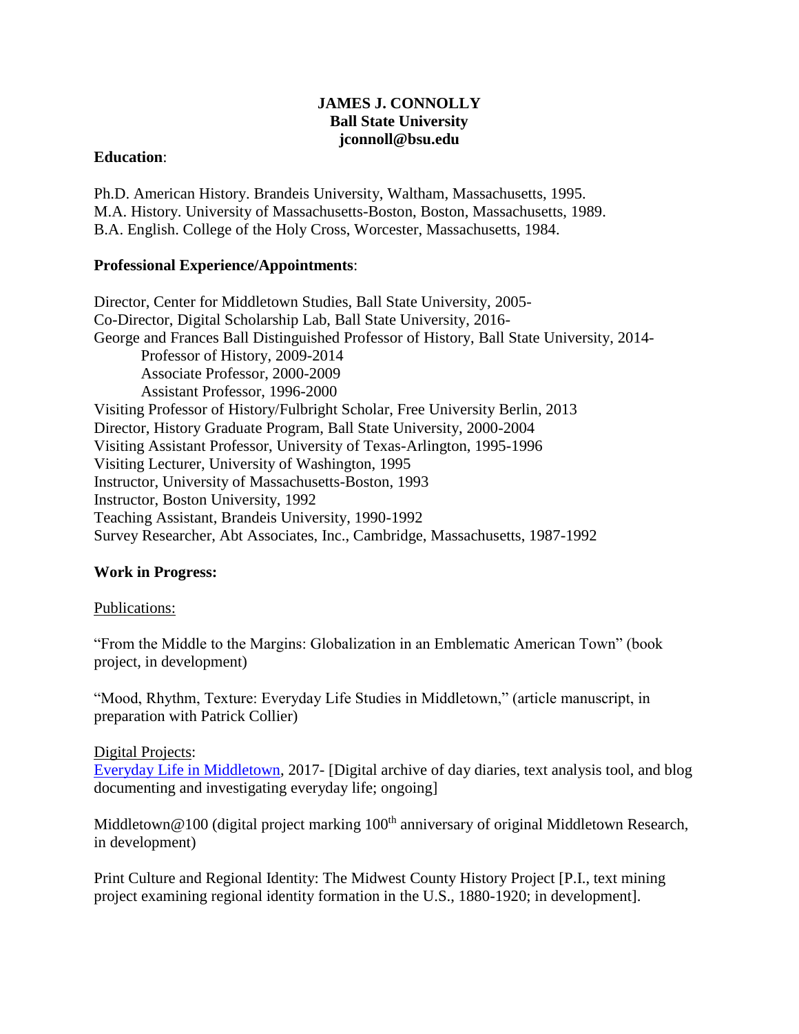**JAMES J. CONNOLLY**
**Ball State University**
**jconnoll@bsu.edu**

**Education**:

Ph.D. American History. Brandeis University, Waltham, Massachusetts, 1995.
M.A. History. University of Massachusetts-Boston, Boston, Massachusetts, 1989.
B.A. English. College of the Holy Cross, Worcester, Massachusetts, 1984.

**Professional Experience/Appointments**:

Director, Center for Middletown Studies, Ball State University, 2005-
Co-Director, Digital Scholarship Lab, Ball State University, 2016-
George and Frances Ball Distinguished Professor of History, Ball State University, 2014-
    Professor of History, 2009-2014
    Associate Professor, 2000-2009
    Assistant Professor, 1996-2000
Visiting Professor of History/Fulbright Scholar, Free University Berlin, 2013
Director, History Graduate Program, Ball State University, 2000-2004
Visiting Assistant Professor, University of Texas-Arlington, 1995-1996
Visiting Lecturer, University of Washington, 1995
Instructor, University of Massachusetts-Boston, 1993
Instructor, Boston University, 1992
Teaching Assistant, Brandeis University, 1990-1992
Survey Researcher, Abt Associates, Inc., Cambridge, Massachusetts, 1987-1992

**Work in Progress:**

Publications:

"From the Middle to the Margins: Globalization in an Emblematic American Town" (book project, in development)

"Mood, Rhythm, Texture: Everyday Life Studies in Middletown," (article manuscript, in preparation with Patrick Collier)

Digital Projects:
Everyday Life in Middletown, 2017- [Digital archive of day diaries, text analysis tool, and blog documenting and investigating everyday life; ongoing]

Middletown@100 (digital project marking 100th anniversary of original Middletown Research, in development)

Print Culture and Regional Identity: The Midwest County History Project [P.I., text mining project examining regional identity formation in the U.S., 1880-1920; in development].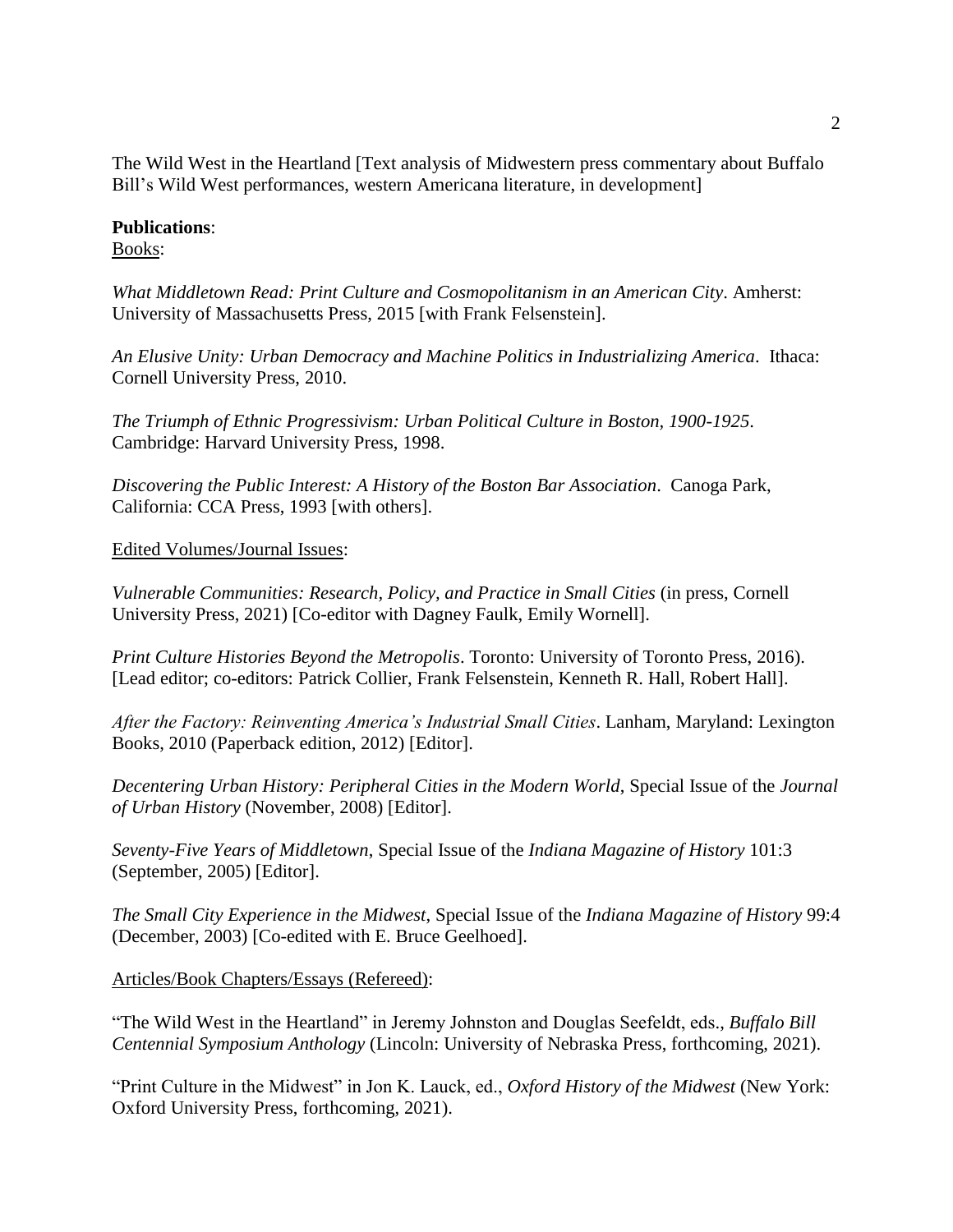The Wild West in the Heartland [Text analysis of Midwestern press commentary about Buffalo Bill's Wild West performances, western Americana literature, in development]

**Publications**:

<u>Books</u>:

*What Middletown Read: Print Culture and Cosmopolitanism in an American City*. Amherst: University of Massachusetts Press, 2015 [with Frank Felsenstein].

*An Elusive Unity: Urban Democracy and Machine Politics in Industrializing America*. Ithaca: Cornell University Press, 2010.

*The Triumph of Ethnic Progressivism: Urban Political Culture in Boston, 1900-1925*. Cambridge: Harvard University Press, 1998.

*Discovering the Public Interest: A History of the Boston Bar Association*. Canoga Park, California: CCA Press, 1993 [with others].

<u>Edited Volumes/Journal Issues</u>:

*Vulnerable Communities: Research, Policy, and Practice in Small Cities* (in press, Cornell University Press, 2021) [Co-editor with Dagney Faulk, Emily Wornell].

*Print Culture Histories Beyond the Metropolis*. Toronto: University of Toronto Press, 2016). [Lead editor; co-editors: Patrick Collier, Frank Felsenstein, Kenneth R. Hall, Robert Hall].

*After the Factory: Reinventing America's Industrial Small Cities*. Lanham, Maryland: Lexington Books, 2010 (Paperback edition, 2012) [Editor].

*Decentering Urban History: Peripheral Cities in the Modern World*, Special Issue of the *Journal of Urban History* (November, 2008) [Editor].

*Seventy-Five Years of Middletown*, Special Issue of the *Indiana Magazine of History* 101:3 (September, 2005) [Editor].

*The Small City Experience in the Midwest*, Special Issue of the *Indiana Magazine of History* 99:4 (December, 2003) [Co-edited with E. Bruce Geelhoed].

<u>Articles/Book Chapters/Essays (Refereed)</u>:

"The Wild West in the Heartland" in Jeremy Johnston and Douglas Seefeldt, eds., *Buffalo Bill Centennial Symposium Anthology* (Lincoln: University of Nebraska Press, forthcoming, 2021).

"Print Culture in the Midwest" in Jon K. Lauck, ed., *Oxford History of the Midwest* (New York: Oxford University Press, forthcoming, 2021).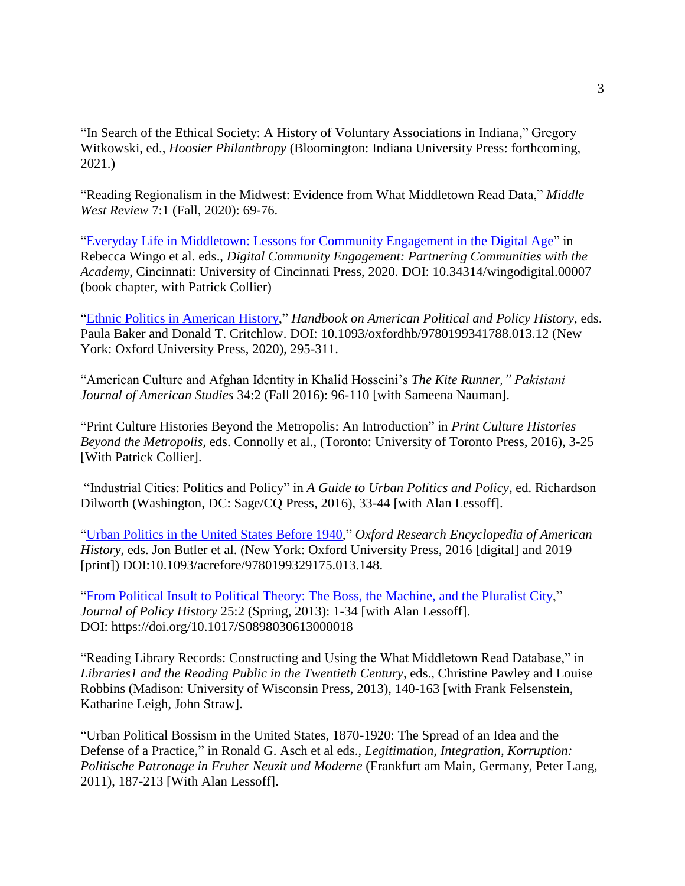"In Search of the Ethical Society: A History of Voluntary Associations in Indiana," Gregory Witkowski, ed., *Hoosier Philanthropy* (Bloomington: Indiana University Press: forthcoming, 2021.)

"Reading Regionalism in the Midwest: Evidence from What Middletown Read Data," *Middle West Review* 7:1 (Fall, 2020): 69-76.

"Everyday Life in Middletown: Lessons for Community Engagement in the Digital Age" in Rebecca Wingo et al. eds., *Digital Community Engagement: Partnering Communities with the Academy*, Cincinnati: University of Cincinnati Press, 2020. DOI: 10.34314/wingodigital.00007 (book chapter, with Patrick Collier)

"Ethnic Politics in American History," *Handbook on American Political and Policy History,* eds. Paula Baker and Donald T. Critchlow. DOI: 10.1093/oxfordhb/9780199341788.013.12 (New York: Oxford University Press, 2020), 295-311.

"American Culture and Afghan Identity in Khalid Hosseini's *The Kite Runner," Pakistani Journal of American Studies* 34:2 (Fall 2016): 96-110 [with Sameena Nauman].

"Print Culture Histories Beyond the Metropolis: An Introduction" in *Print Culture Histories Beyond the Metropolis*, eds. Connolly et al., (Toronto: University of Toronto Press, 2016), 3-25 [With Patrick Collier].

"Industrial Cities: Politics and Policy" in *A Guide to Urban Politics and Policy*, ed. Richardson Dilworth (Washington, DC: Sage/CQ Press, 2016), 33-44 [with Alan Lessoff].

"Urban Politics in the United States Before 1940," *Oxford Research Encyclopedia of American History*, eds. Jon Butler et al. (New York: Oxford University Press, 2016 [digital] and 2019 [print]) DOI:10.1093/acrefore/9780199329175.013.148.

"From Political Insult to Political Theory: The Boss, the Machine, and the Pluralist City," *Journal of Policy History* 25:2 (Spring, 2013): 1-34 [with Alan Lessoff]. DOI: https://doi.org/10.1017/S0898030613000018

"Reading Library Records: Constructing and Using the What Middletown Read Database," in *Libraries1 and the Reading Public in the Twentieth Century*, eds., Christine Pawley and Louise Robbins (Madison: University of Wisconsin Press, 2013), 140-163 [with Frank Felsenstein, Katharine Leigh, John Straw].

"Urban Political Bossism in the United States, 1870-1920: The Spread of an Idea and the Defense of a Practice," in Ronald G. Asch et al eds., *Legitimation, Integration, Korruption: Politische Patronage in Fruher Neuzit und Moderne* (Frankfurt am Main, Germany, Peter Lang, 2011), 187-213 [With Alan Lessoff].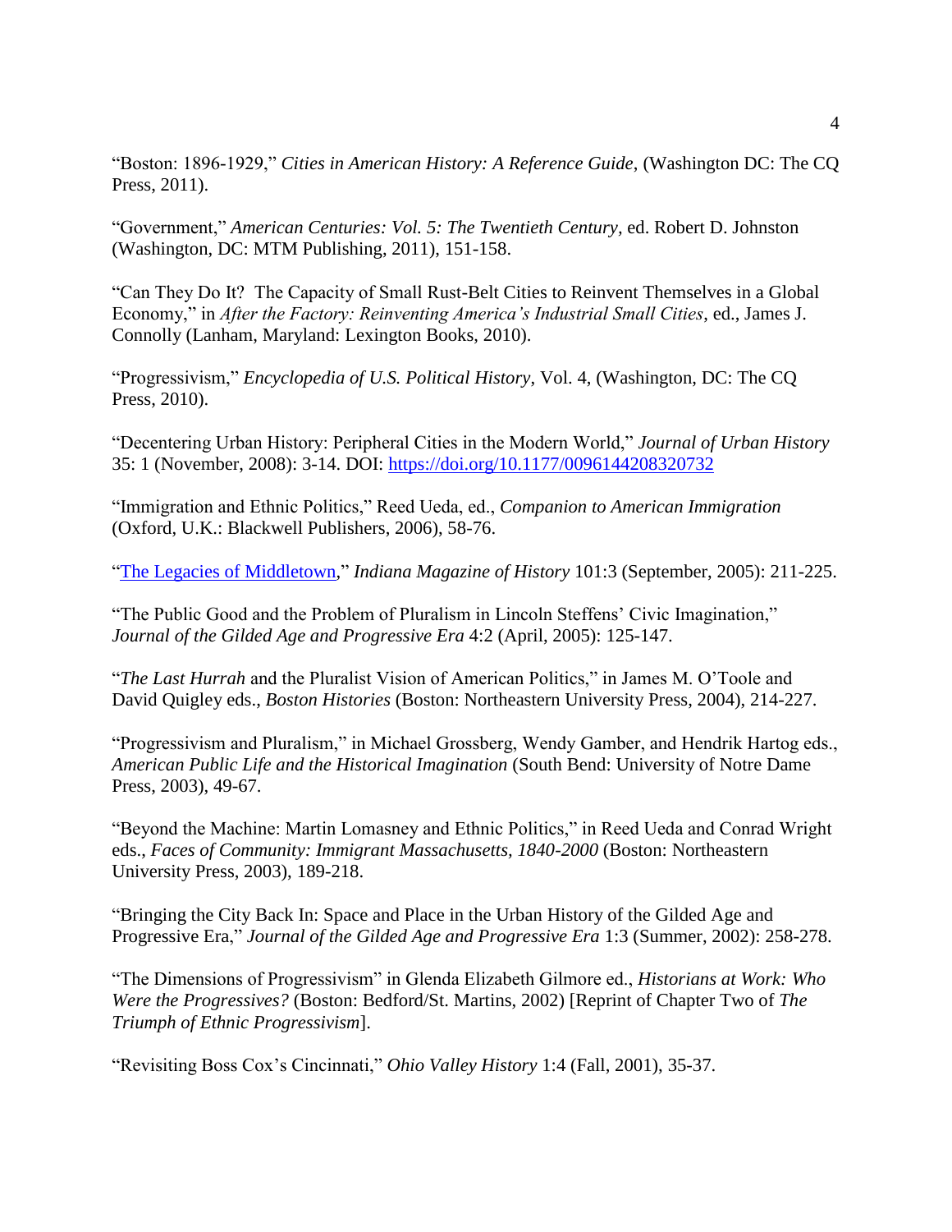"Boston: 1896-1929," *Cities in American History: A Reference Guide*, (Washington DC: The CQ Press, 2011).

"Government," *American Centuries: Vol. 5: The Twentieth Century*, ed. Robert D. Johnston (Washington, DC: MTM Publishing, 2011), 151-158.

"Can They Do It? The Capacity of Small Rust-Belt Cities to Reinvent Themselves in a Global Economy," in *After the Factory: Reinventing America's Industrial Small Cities*, ed., James J. Connolly (Lanham, Maryland: Lexington Books, 2010).

"Progressivism," *Encyclopedia of U.S. Political History*, Vol. 4, (Washington, DC: The CQ Press, 2010).

"Decentering Urban History: Peripheral Cities in the Modern World," *Journal of Urban History* 35: 1 (November, 2008): 3-14. DOI: [https://doi.org/10.1177/0096144208320732](https://doi.org/10.1177/0096144208320732)

"Immigration and Ethnic Politics," Reed Ueda, ed., *Companion to American Immigration* (Oxford, U.K.: Blackwell Publishers, 2006), 58-76.

"The Legacies of Middletown," *Indiana Magazine of History* 101:3 (September, 2005): 211-225.

"The Public Good and the Problem of Pluralism in Lincoln Steffens' Civic Imagination," *Journal of the Gilded Age and Progressive Era* 4:2 (April, 2005): 125-147.

"*The Last Hurrah* and the Pluralist Vision of American Politics," in James M. O'Toole and David Quigley eds., *Boston Histories* (Boston: Northeastern University Press, 2004), 214-227.

"Progressivism and Pluralism," in Michael Grossberg, Wendy Gamber, and Hendrik Hartog eds., *American Public Life and the Historical Imagination* (South Bend: University of Notre Dame Press, 2003), 49-67.

"Beyond the Machine: Martin Lomasney and Ethnic Politics," in Reed Ueda and Conrad Wright eds., *Faces of Community: Immigrant Massachusetts, 1840-2000* (Boston: Northeastern University Press, 2003), 189-218.

"Bringing the City Back In: Space and Place in the Urban History of the Gilded Age and Progressive Era," *Journal of the Gilded Age and Progressive Era* 1:3 (Summer, 2002): 258-278.

"The Dimensions of Progressivism" in Glenda Elizabeth Gilmore ed., *Historians at Work: Who Were the Progressives?* (Boston: Bedford/St. Martins, 2002) [Reprint of Chapter Two of *The Triumph of Ethnic Progressivism*].

"Revisiting Boss Cox's Cincinnati," *Ohio Valley History* 1:4 (Fall, 2001), 35-37.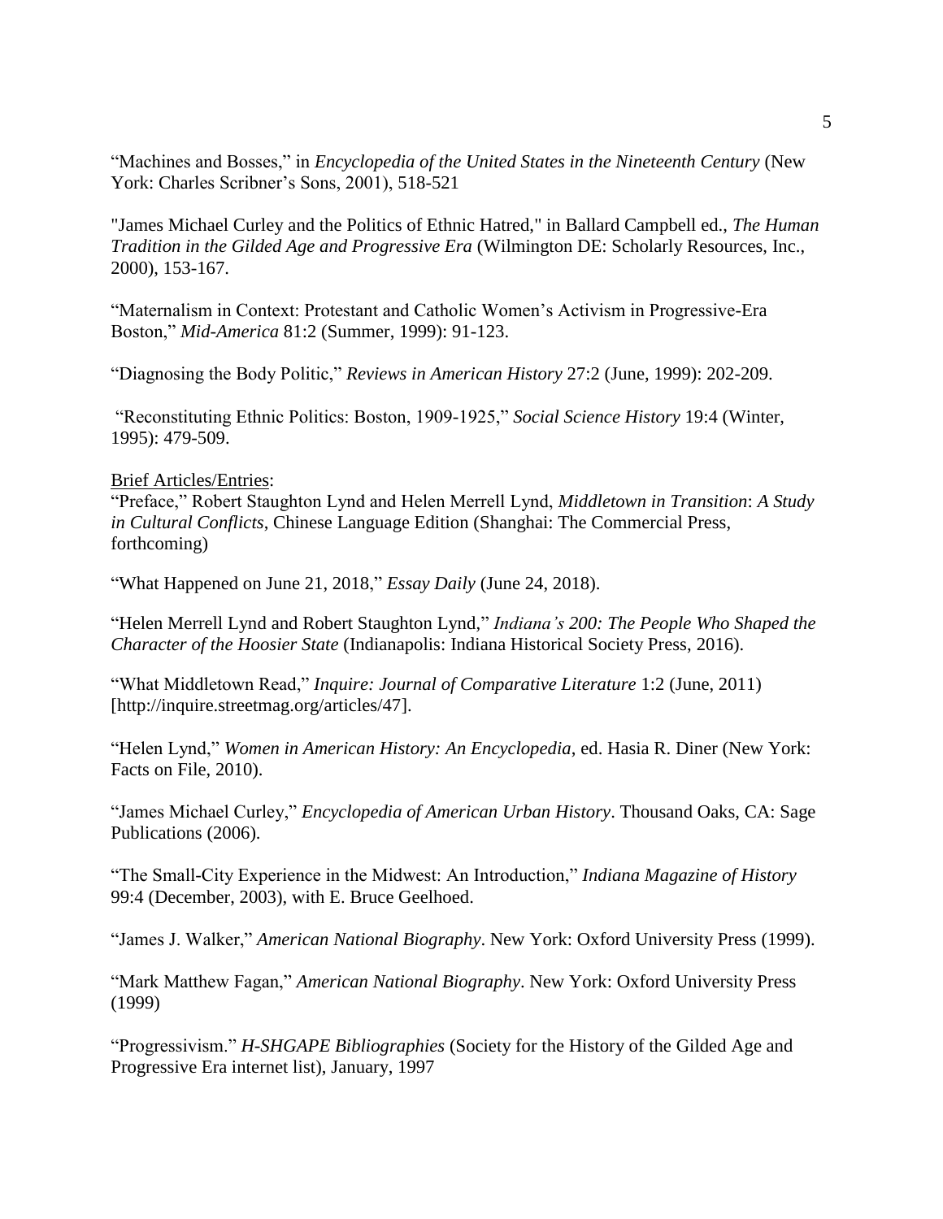"Machines and Bosses," in *Encyclopedia of the United States in the Nineteenth Century* (New York: Charles Scribner's Sons, 2001), 518-521

"James Michael Curley and the Politics of Ethnic Hatred," in Ballard Campbell ed., *The Human Tradition in the Gilded Age and Progressive Era* (Wilmington DE: Scholarly Resources, Inc., 2000), 153-167.

"Maternalism in Context: Protestant and Catholic Women's Activism in Progressive-Era Boston," *Mid-America* 81:2 (Summer, 1999): 91-123.

"Diagnosing the Body Politic," *Reviews in American History* 27:2 (June, 1999): 202-209.

"Reconstituting Ethnic Politics: Boston, 1909-1925," *Social Science History* 19:4 (Winter, 1995): 479-509.

<u>Brief Articles/Entries</u>:

"Preface," Robert Staughton Lynd and Helen Merrell Lynd, *Middletown in Transition*: *A Study in Cultural Conflicts*, Chinese Language Edition (Shanghai: The Commercial Press, forthcoming)

"What Happened on June 21, 2018," *Essay Daily* (June 24, 2018).

"Helen Merrell Lynd and Robert Staughton Lynd," *Indiana's 200: The People Who Shaped the Character of the Hoosier State* (Indianapolis: Indiana Historical Society Press, 2016).

"What Middletown Read," *Inquire: Journal of Comparative Literature* 1:2 (June, 2011) [http://inquire.streetmag.org/articles/47].

"Helen Lynd," *Women in American History: An Encyclopedia*, ed. Hasia R. Diner (New York: Facts on File, 2010).

"James Michael Curley," *Encyclopedia of American Urban History*. Thousand Oaks, CA: Sage Publications (2006).

"The Small-City Experience in the Midwest: An Introduction," *Indiana Magazine of History* 99:4 (December, 2003), with E. Bruce Geelhoed.

"James J. Walker," *American National Biography*. New York: Oxford University Press (1999).

"Mark Matthew Fagan," *American National Biography*. New York: Oxford University Press (1999)

"Progressivism." *H-SHGAPE Bibliographies* (Society for the History of the Gilded Age and Progressive Era internet list), January, 1997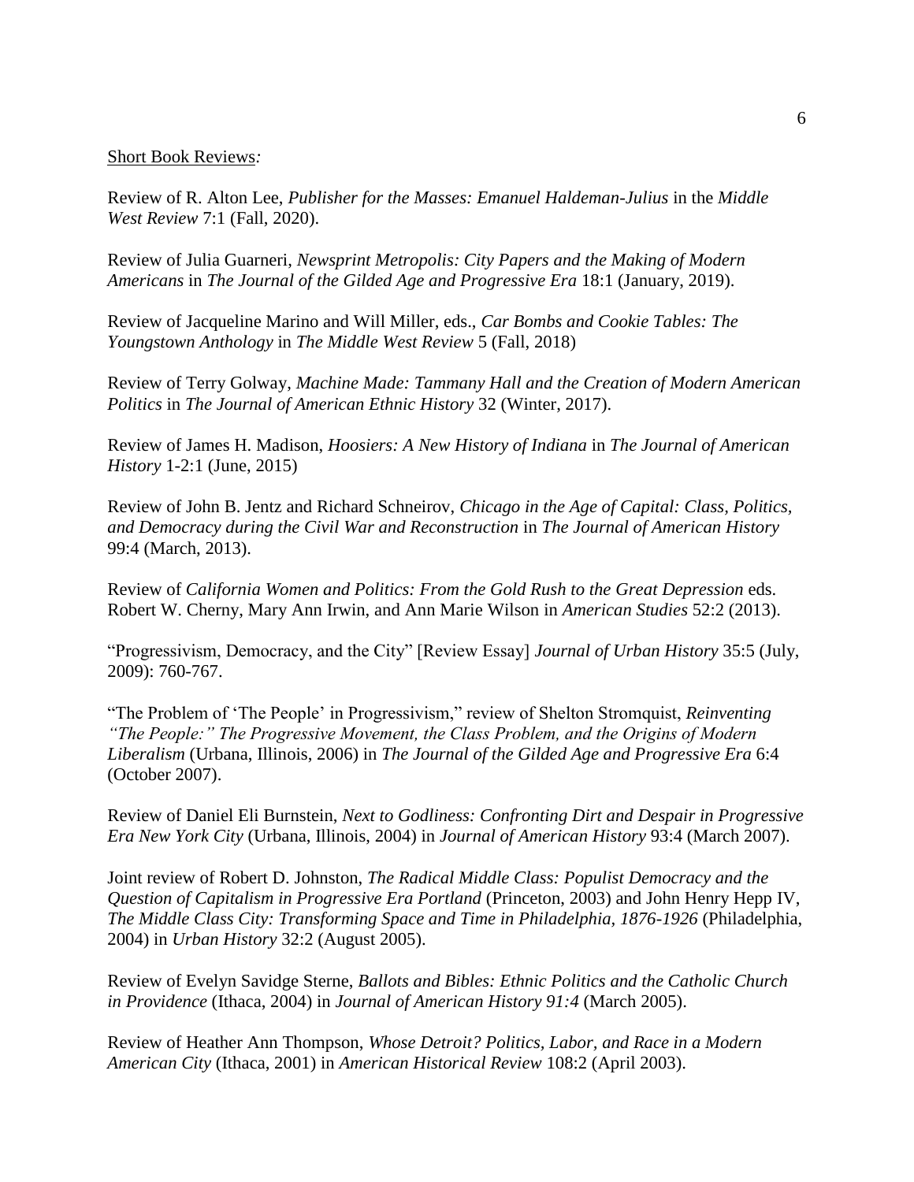Short Book Reviews*:*

Review of R. Alton Lee, *Publisher for the Masses: Emanuel Haldeman-Julius* in the *Middle West Review* 7:1 (Fall, 2020).

Review of Julia Guarneri, *Newsprint Metropolis: City Papers and the Making of Modern Americans* in *The Journal of the Gilded Age and Progressive Era* 18:1 (January, 2019).

Review of Jacqueline Marino and Will Miller, eds., *Car Bombs and Cookie Tables: The Youngstown Anthology* in *The Middle West Review* 5 (Fall, 2018)

Review of Terry Golway, *Machine Made: Tammany Hall and the Creation of Modern American Politics* in *The Journal of American Ethnic History* 32 (Winter, 2017).

Review of James H. Madison, *Hoosiers: A New History of Indiana* in *The Journal of American History* 1-2:1 (June, 2015)

Review of John B. Jentz and Richard Schneirov, *Chicago in the Age of Capital: Class, Politics, and Democracy during the Civil War and Reconstruction* in *The Journal of American History* 99:4 (March, 2013).

Review of *California Women and Politics: From the Gold Rush to the Great Depression* eds. Robert W. Cherny, Mary Ann Irwin, and Ann Marie Wilson in *American Studies* 52:2 (2013).

"Progressivism, Democracy, and the City" [Review Essay] *Journal of Urban History* 35:5 (July, 2009): 760-767.

"The Problem of 'The People' in Progressivism," review of Shelton Stromquist, *Reinventing "The People:" The Progressive Movement, the Class Problem, and the Origins of Modern Liberalism* (Urbana, Illinois, 2006) in *The Journal of the Gilded Age and Progressive Era* 6:4 (October 2007).

Review of Daniel Eli Burnstein, *Next to Godliness: Confronting Dirt and Despair in Progressive Era New York City* (Urbana, Illinois, 2004) in *Journal of American History* 93:4 (March 2007).

Joint review of Robert D. Johnston, *The Radical Middle Class: Populist Democracy and the Question of Capitalism in Progressive Era Portland* (Princeton, 2003) and John Henry Hepp IV, *The Middle Class City: Transforming Space and Time in Philadelphia, 1876-1926* (Philadelphia, 2004) in *Urban History* 32:2 (August 2005).

Review of Evelyn Savidge Sterne, *Ballots and Bibles: Ethnic Politics and the Catholic Church in Providence* (Ithaca, 2004) in *Journal of American History 91:4* (March 2005).

Review of Heather Ann Thompson, *Whose Detroit? Politics, Labor, and Race in a Modern American City* (Ithaca, 2001) in *American Historical Review* 108:2 (April 2003).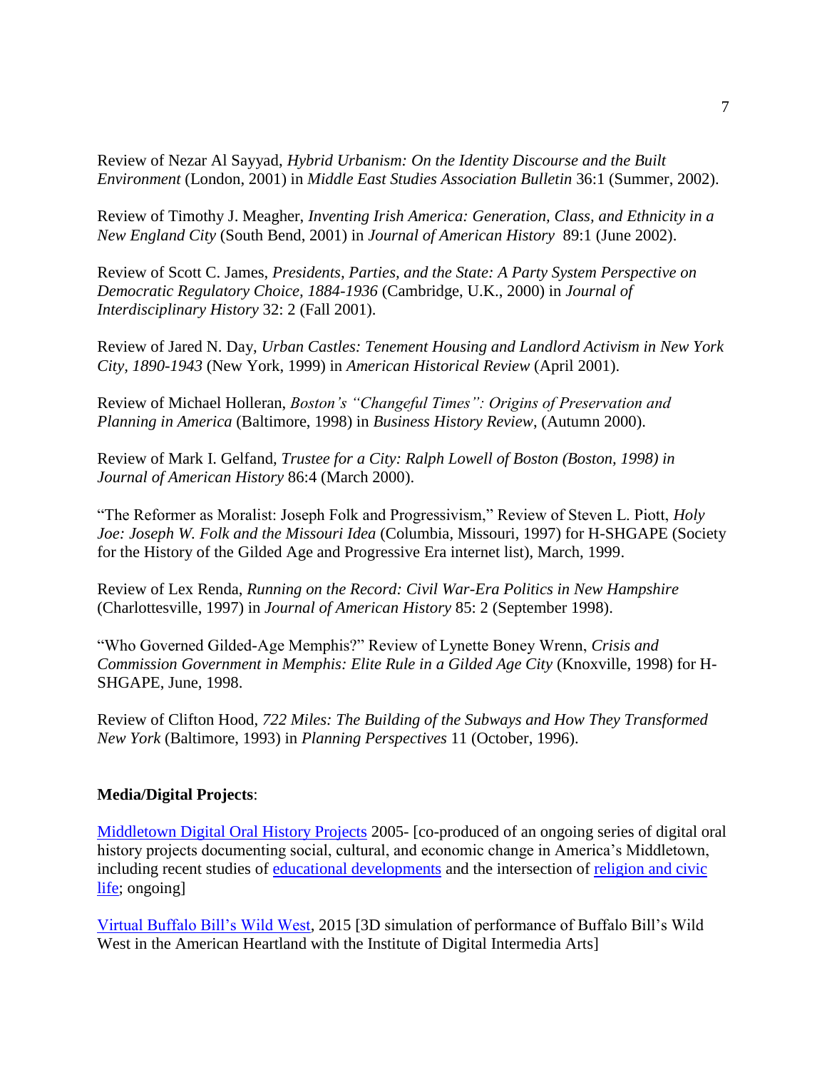Review of Nezar Al Sayyad, *Hybrid Urbanism: On the Identity Discourse and the Built Environment* (London, 2001) in *Middle East Studies Association Bulletin* 36:1 (Summer, 2002).

Review of Timothy J. Meagher, *Inventing Irish America: Generation, Class, and Ethnicity in a New England City* (South Bend, 2001) in *Journal of American History* 89:1 (June 2002).

Review of Scott C. James, *Presidents, Parties, and the State: A Party System Perspective on Democratic Regulatory Choice, 1884-1936* (Cambridge, U.K., 2000) in *Journal of Interdisciplinary History* 32: 2 (Fall 2001).

Review of Jared N. Day, *Urban Castles: Tenement Housing and Landlord Activism in New York City, 1890-1943* (New York, 1999) in *American Historical Review* (April 2001).

Review of Michael Holleran, *Boston's "Changeful Times": Origins of Preservation and Planning in America* (Baltimore, 1998) in *Business History Review*, (Autumn 2000).

Review of Mark I. Gelfand, *Trustee for a City: Ralph Lowell of Boston (Boston, 1998) in Journal of American History* 86:4 (March 2000).

"The Reformer as Moralist: Joseph Folk and Progressivism," Review of Steven L. Piott, *Holy Joe: Joseph W. Folk and the Missouri Idea* (Columbia, Missouri, 1997) for H-SHGAPE (Society for the History of the Gilded Age and Progressive Era internet list), March, 1999.

Review of Lex Renda, *Running on the Record: Civil War-Era Politics in New Hampshire* (Charlottesville, 1997) in *Journal of American History* 85: 2 (September 1998).

"Who Governed Gilded-Age Memphis?" Review of Lynette Boney Wrenn, *Crisis and Commission Government in Memphis: Elite Rule in a Gilded Age City* (Knoxville, 1998) for H-SHGAPE, June, 1998.

Review of Clifton Hood, *722 Miles: The Building of the Subways and How They Transformed New York* (Baltimore, 1993) in *Planning Perspectives* 11 (October, 1996).

**Media/Digital Projects**:

Middletown Digital Oral History Projects 2005- [co-produced of an ongoing series of digital oral history projects documenting social, cultural, and economic change in America's Middletown, including recent studies of educational developments and the intersection of religion and civic life; ongoing]

Virtual Buffalo Bill's Wild West, 2015 [3D simulation of performance of Buffalo Bill's Wild West in the American Heartland with the Institute of Digital Intermedia Arts]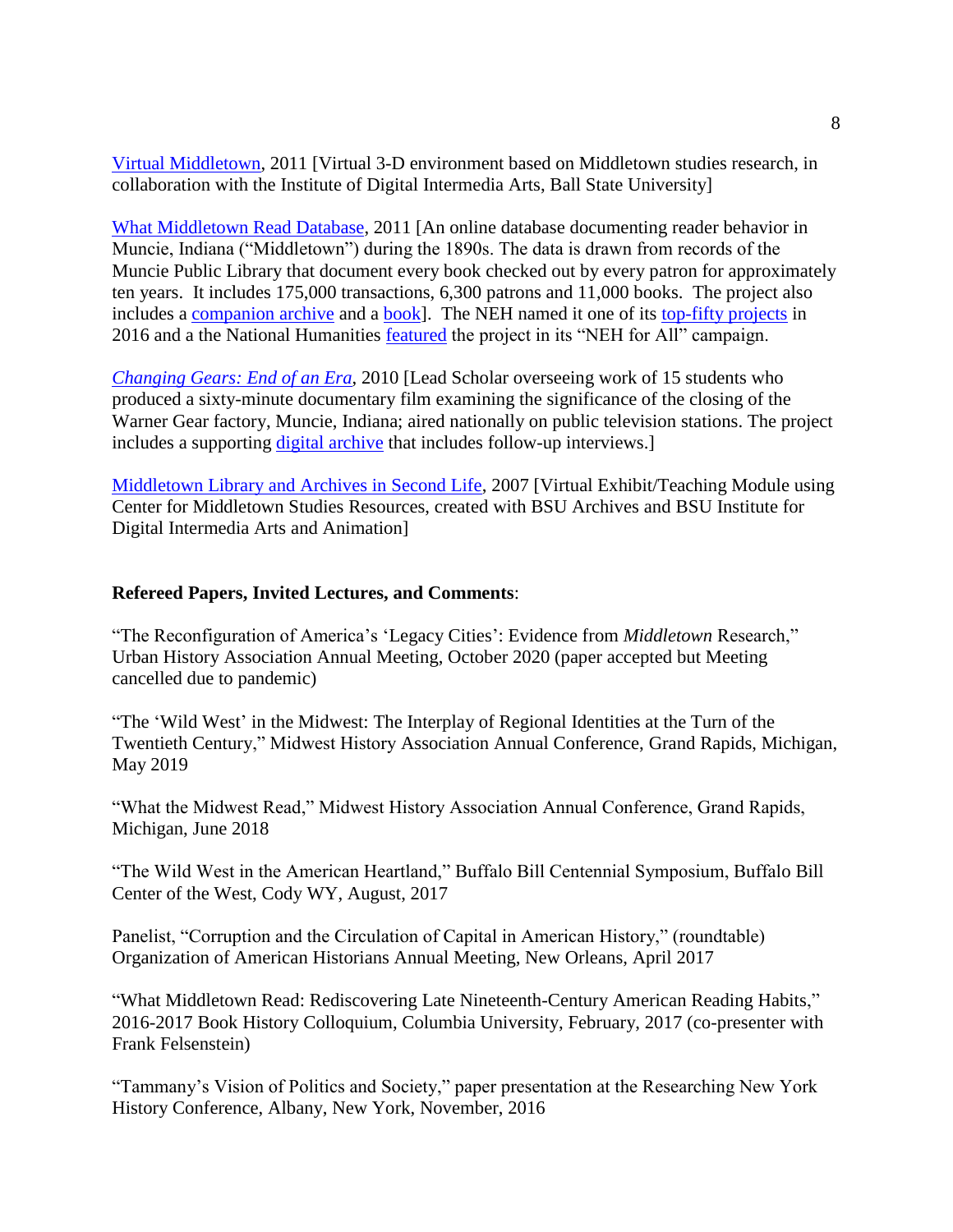Virtual Middletown, 2011 [Virtual 3-D environment based on Middletown studies research, in collaboration with the Institute of Digital Intermedia Arts, Ball State University]

What Middletown Read Database, 2011 [An online database documenting reader behavior in Muncie, Indiana ("Middletown") during the 1890s. The data is drawn from records of the Muncie Public Library that document every book checked out by every patron for approximately ten years. It includes 175,000 transactions, 6,300 patrons and 11,000 books. The project also includes a companion archive and a book]. The NEH named it one of its top-fifty projects in 2016 and a the National Humanities featured the project in its "NEH for All" campaign.

*Changing Gears: End of an Era*, 2010 [Lead Scholar overseeing work of 15 students who produced a sixty-minute documentary film examining the significance of the closing of the Warner Gear factory, Muncie, Indiana; aired nationally on public television stations. The project includes a supporting digital archive that includes follow-up interviews.]

Middletown Library and Archives in Second Life, 2007 [Virtual Exhibit/Teaching Module using Center for Middletown Studies Resources, created with BSU Archives and BSU Institute for Digital Intermedia Arts and Animation]

**Refereed Papers, Invited Lectures, and Comments**:

"The Reconfiguration of America's 'Legacy Cities': Evidence from *Middletown* Research," Urban History Association Annual Meeting, October 2020 (paper accepted but Meeting cancelled due to pandemic)

"The 'Wild West' in the Midwest: The Interplay of Regional Identities at the Turn of the Twentieth Century," Midwest History Association Annual Conference, Grand Rapids, Michigan, May 2019

"What the Midwest Read," Midwest History Association Annual Conference, Grand Rapids, Michigan, June 2018

"The Wild West in the American Heartland," Buffalo Bill Centennial Symposium, Buffalo Bill Center of the West, Cody WY, August, 2017

Panelist, "Corruption and the Circulation of Capital in American History," (roundtable) Organization of American Historians Annual Meeting, New Orleans, April 2017

"What Middletown Read: Rediscovering Late Nineteenth-Century American Reading Habits," 2016-2017 Book History Colloquium, Columbia University, February, 2017 (co-presenter with Frank Felsenstein)

"Tammany's Vision of Politics and Society," paper presentation at the Researching New York History Conference, Albany, New York, November, 2016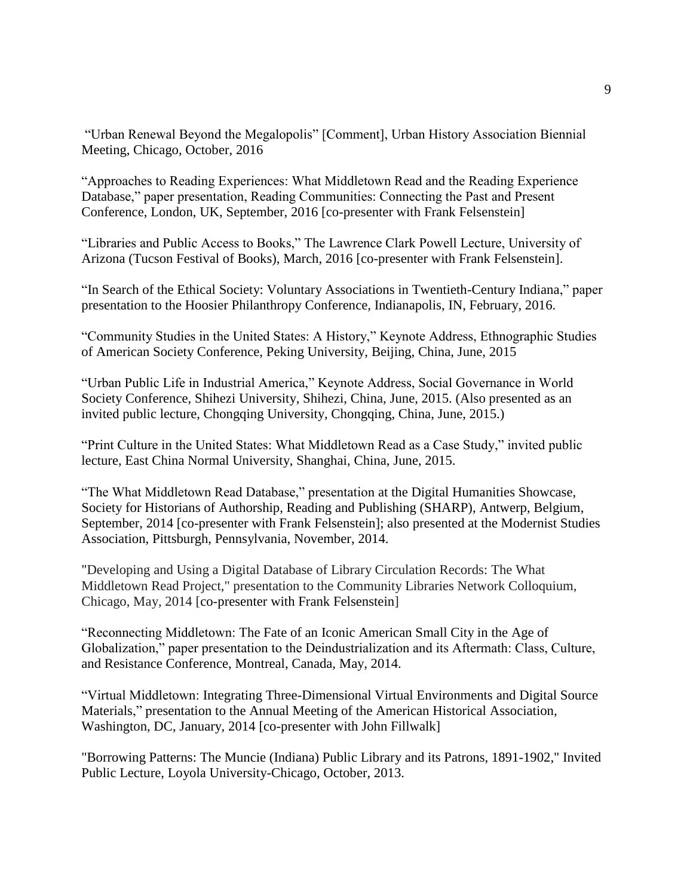"Urban Renewal Beyond the Megalopolis" [Comment], Urban History Association Biennial Meeting, Chicago, October, 2016

"Approaches to Reading Experiences: What Middletown Read and the Reading Experience Database," paper presentation, Reading Communities: Connecting the Past and Present Conference, London, UK, September, 2016 [co-presenter with Frank Felsenstein]

"Libraries and Public Access to Books," The Lawrence Clark Powell Lecture, University of Arizona (Tucson Festival of Books), March, 2016 [co-presenter with Frank Felsenstein].

"In Search of the Ethical Society: Voluntary Associations in Twentieth-Century Indiana," paper presentation to the Hoosier Philanthropy Conference, Indianapolis, IN, February, 2016.

"Community Studies in the United States: A History," Keynote Address, Ethnographic Studies of American Society Conference, Peking University, Beijing, China, June, 2015

"Urban Public Life in Industrial America," Keynote Address, Social Governance in World Society Conference, Shihezi University, Shihezi, China, June, 2015. (Also presented as an invited public lecture, Chongqing University, Chongqing, China, June, 2015.)

"Print Culture in the United States: What Middletown Read as a Case Study," invited public lecture, East China Normal University, Shanghai, China, June, 2015.

"The What Middletown Read Database," presentation at the Digital Humanities Showcase, Society for Historians of Authorship, Reading and Publishing (SHARP), Antwerp, Belgium, September, 2014 [co-presenter with Frank Felsenstein]; also presented at the Modernist Studies Association, Pittsburgh, Pennsylvania, November, 2014.

"Developing and Using a Digital Database of Library Circulation Records: The What Middletown Read Project," presentation to the Community Libraries Network Colloquium, Chicago, May, 2014 [co-presenter with Frank Felsenstein]

"Reconnecting Middletown: The Fate of an Iconic American Small City in the Age of Globalization," paper presentation to the Deindustrialization and its Aftermath: Class, Culture, and Resistance Conference, Montreal, Canada, May, 2014.

"Virtual Middletown: Integrating Three-Dimensional Virtual Environments and Digital Source Materials," presentation to the Annual Meeting of the American Historical Association, Washington, DC, January, 2014 [co-presenter with John Fillwalk]

"Borrowing Patterns: The Muncie (Indiana) Public Library and its Patrons, 1891-1902," Invited Public Lecture, Loyola University-Chicago, October, 2013.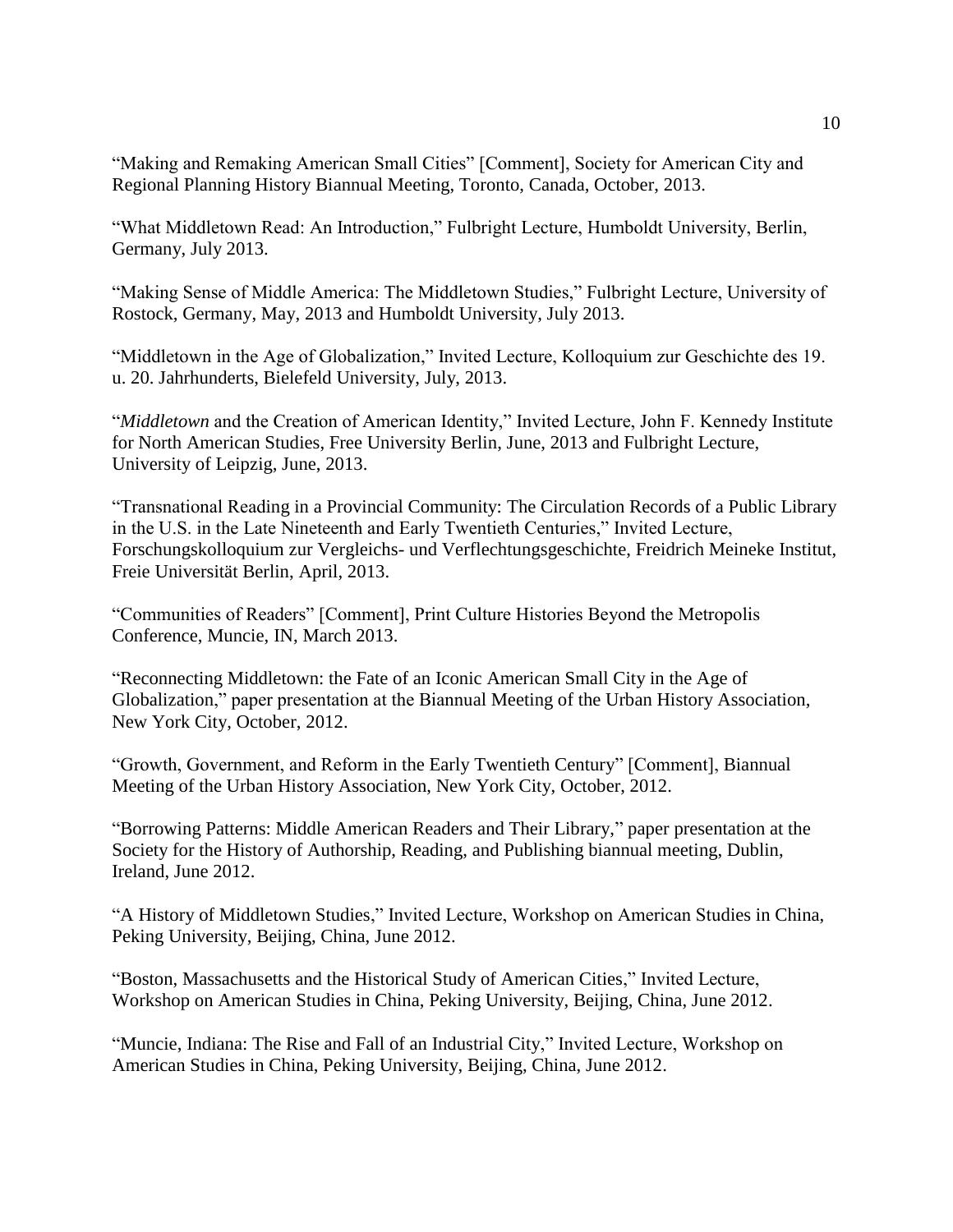"Making and Remaking American Small Cities" [Comment], Society for American City and Regional Planning History Biannual Meeting, Toronto, Canada, October, 2013.

"What Middletown Read: An Introduction," Fulbright Lecture, Humboldt University, Berlin, Germany, July 2013.

"Making Sense of Middle America: The Middletown Studies," Fulbright Lecture, University of Rostock, Germany, May, 2013 and Humboldt University, July 2013.

"Middletown in the Age of Globalization," Invited Lecture, Kolloquium zur Geschichte des 19. u. 20. Jahrhunderts, Bielefeld University, July, 2013.

"*Middletown* and the Creation of American Identity," Invited Lecture, John F. Kennedy Institute for North American Studies, Free University Berlin, June, 2013 and Fulbright Lecture, University of Leipzig, June, 2013.

"Transnational Reading in a Provincial Community: The Circulation Records of a Public Library in the U.S. in the Late Nineteenth and Early Twentieth Centuries," Invited Lecture, Forschungskolloquium zur Vergleichs- und Verflechtungsgeschichte, Freidrich Meineke Institut, Freie Universität Berlin, April, 2013.

"Communities of Readers" [Comment], Print Culture Histories Beyond the Metropolis Conference, Muncie, IN, March 2013.

"Reconnecting Middletown: the Fate of an Iconic American Small City in the Age of Globalization," paper presentation at the Biannual Meeting of the Urban History Association, New York City, October, 2012.

"Growth, Government, and Reform in the Early Twentieth Century" [Comment], Biannual Meeting of the Urban History Association, New York City, October, 2012.

"Borrowing Patterns: Middle American Readers and Their Library," paper presentation at the Society for the History of Authorship, Reading, and Publishing biannual meeting, Dublin, Ireland, June 2012.

"A History of Middletown Studies," Invited Lecture, Workshop on American Studies in China, Peking University, Beijing, China, June 2012.

"Boston, Massachusetts and the Historical Study of American Cities," Invited Lecture, Workshop on American Studies in China, Peking University, Beijing, China, June 2012.

"Muncie, Indiana: The Rise and Fall of an Industrial City," Invited Lecture, Workshop on American Studies in China, Peking University, Beijing, China, June 2012.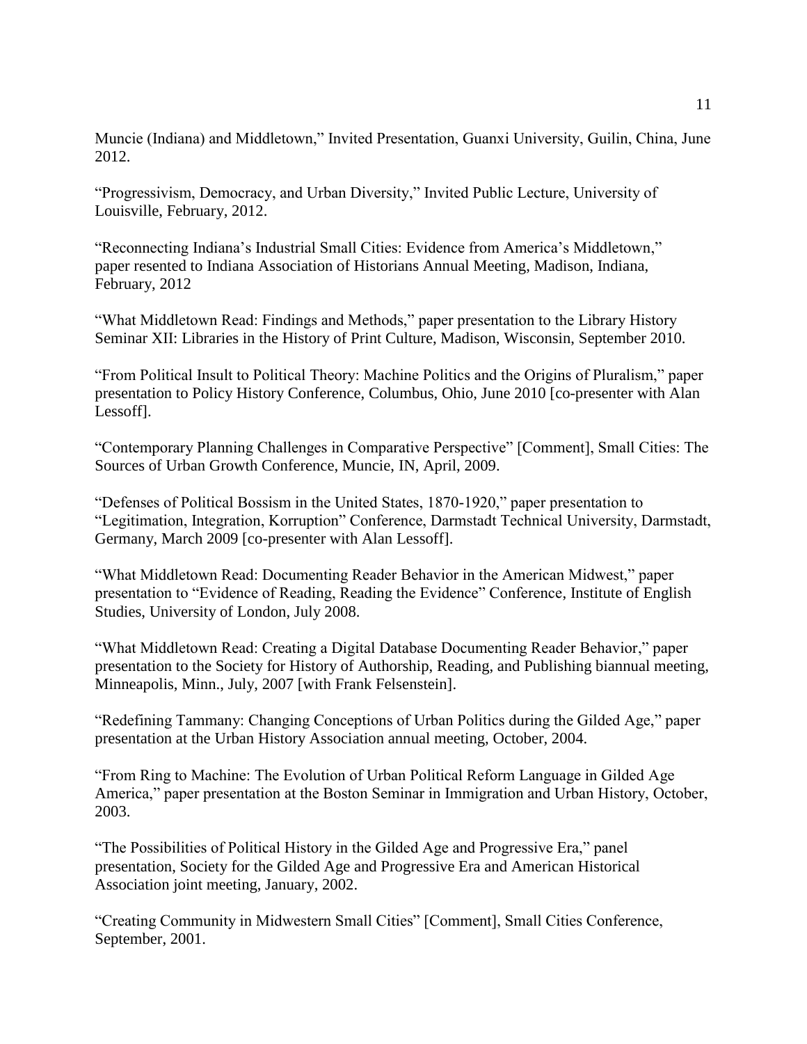Muncie (Indiana) and Middletown," Invited Presentation, Guanxi University, Guilin, China, June 2012.

"Progressivism, Democracy, and Urban Diversity," Invited Public Lecture, University of Louisville, February, 2012.

"Reconnecting Indiana's Industrial Small Cities: Evidence from America's Middletown," paper resented to Indiana Association of Historians Annual Meeting, Madison, Indiana, February, 2012

"What Middletown Read: Findings and Methods," paper presentation to the Library History Seminar XII: Libraries in the History of Print Culture, Madison, Wisconsin, September 2010.

"From Political Insult to Political Theory: Machine Politics and the Origins of Pluralism," paper presentation to Policy History Conference, Columbus, Ohio, June 2010 [co-presenter with Alan Lessoff].

"Contemporary Planning Challenges in Comparative Perspective" [Comment], Small Cities: The Sources of Urban Growth Conference, Muncie, IN, April, 2009.

"Defenses of Political Bossism in the United States, 1870-1920," paper presentation to "Legitimation, Integration, Korruption" Conference, Darmstadt Technical University, Darmstadt, Germany, March 2009 [co-presenter with Alan Lessoff].

"What Middletown Read: Documenting Reader Behavior in the American Midwest," paper presentation to "Evidence of Reading, Reading the Evidence" Conference, Institute of English Studies, University of London, July 2008.

"What Middletown Read: Creating a Digital Database Documenting Reader Behavior," paper presentation to the Society for History of Authorship, Reading, and Publishing biannual meeting, Minneapolis, Minn., July, 2007 [with Frank Felsenstein].

"Redefining Tammany: Changing Conceptions of Urban Politics during the Gilded Age," paper presentation at the Urban History Association annual meeting, October, 2004.

"From Ring to Machine: The Evolution of Urban Political Reform Language in Gilded Age America," paper presentation at the Boston Seminar in Immigration and Urban History, October, 2003.

"The Possibilities of Political History in the Gilded Age and Progressive Era," panel presentation, Society for the Gilded Age and Progressive Era and American Historical Association joint meeting, January, 2002.

"Creating Community in Midwestern Small Cities" [Comment], Small Cities Conference, September, 2001.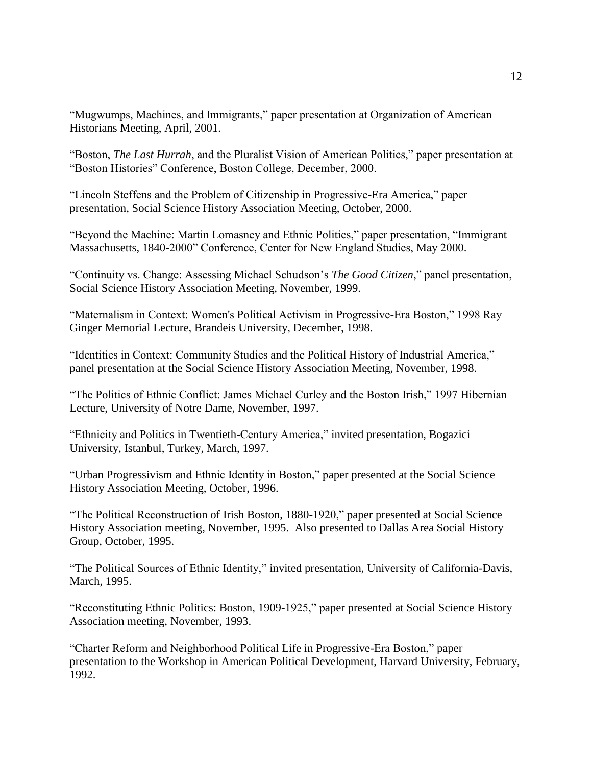"Mugwumps, Machines, and Immigrants," paper presentation at Organization of American Historians Meeting, April, 2001.

"Boston, *The Last Hurrah*, and the Pluralist Vision of American Politics," paper presentation at "Boston Histories" Conference, Boston College, December, 2000.

"Lincoln Steffens and the Problem of Citizenship in Progressive-Era America," paper presentation, Social Science History Association Meeting, October, 2000.

"Beyond the Machine: Martin Lomasney and Ethnic Politics," paper presentation, "Immigrant Massachusetts, 1840-2000" Conference, Center for New England Studies, May 2000.

"Continuity vs. Change: Assessing Michael Schudson's *The Good Citizen*," panel presentation, Social Science History Association Meeting, November, 1999.

"Maternalism in Context: Women's Political Activism in Progressive-Era Boston," 1998 Ray Ginger Memorial Lecture, Brandeis University, December, 1998.

"Identities in Context: Community Studies and the Political History of Industrial America," panel presentation at the Social Science History Association Meeting, November, 1998.

"The Politics of Ethnic Conflict: James Michael Curley and the Boston Irish," 1997 Hibernian Lecture, University of Notre Dame, November, 1997.

"Ethnicity and Politics in Twentieth-Century America," invited presentation, Bogazici University, Istanbul, Turkey, March, 1997.

"Urban Progressivism and Ethnic Identity in Boston," paper presented at the Social Science History Association Meeting, October, 1996.

"The Political Reconstruction of Irish Boston, 1880-1920," paper presented at Social Science History Association meeting, November, 1995. Also presented to Dallas Area Social History Group, October, 1995.

"The Political Sources of Ethnic Identity," invited presentation, University of California-Davis, March, 1995.

"Reconstituting Ethnic Politics: Boston, 1909-1925," paper presented at Social Science History Association meeting, November, 1993.

"Charter Reform and Neighborhood Political Life in Progressive-Era Boston," paper presentation to the Workshop in American Political Development, Harvard University, February, 1992.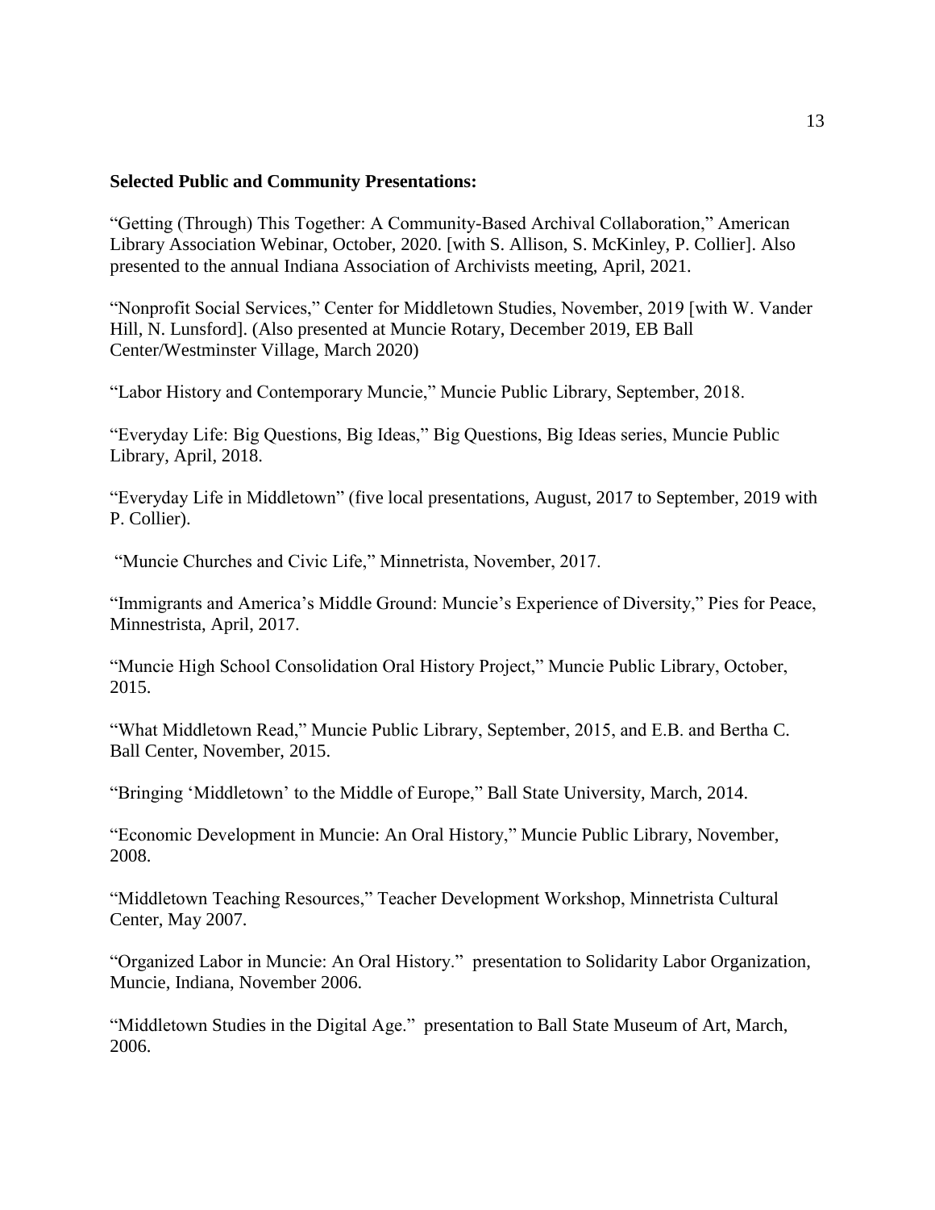**Selected Public and Community Presentations:**

"Getting (Through) This Together: A Community-Based Archival Collaboration," American Library Association Webinar, October, 2020. [with S. Allison, S. McKinley, P. Collier]. Also presented to the annual Indiana Association of Archivists meeting, April, 2021.

"Nonprofit Social Services," Center for Middletown Studies, November, 2019 [with W. Vander Hill, N. Lunsford]. (Also presented at Muncie Rotary, December 2019, EB Ball Center/Westminster Village, March 2020)

"Labor History and Contemporary Muncie," Muncie Public Library, September, 2018.

"Everyday Life: Big Questions, Big Ideas," Big Questions, Big Ideas series, Muncie Public Library, April, 2018.

"Everyday Life in Middletown" (five local presentations, August, 2017 to September, 2019 with P. Collier).

"Muncie Churches and Civic Life," Minnetrista, November, 2017.

"Immigrants and America's Middle Ground: Muncie's Experience of Diversity," Pies for Peace, Minnestrista, April, 2017.

"Muncie High School Consolidation Oral History Project," Muncie Public Library, October, 2015.

"What Middletown Read," Muncie Public Library, September, 2015, and E.B. and Bertha C. Ball Center, November, 2015.

"Bringing 'Middletown' to the Middle of Europe," Ball State University, March, 2014.

"Economic Development in Muncie: An Oral History," Muncie Public Library, November, 2008.

"Middletown Teaching Resources," Teacher Development Workshop, Minnetrista Cultural Center, May 2007.

"Organized Labor in Muncie: An Oral History." presentation to Solidarity Labor Organization, Muncie, Indiana, November 2006.

"Middletown Studies in the Digital Age." presentation to Ball State Museum of Art, March, 2006.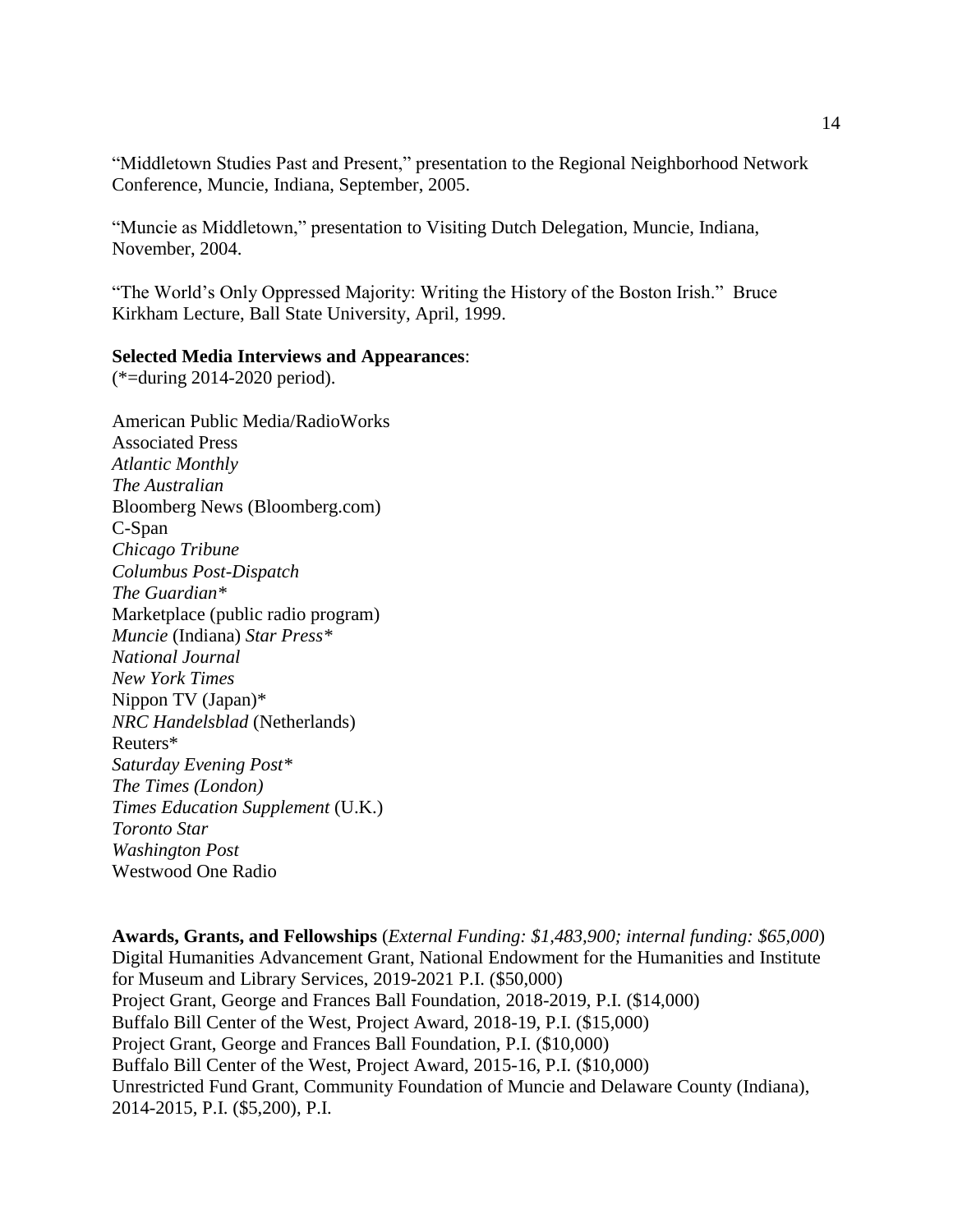"Middletown Studies Past and Present," presentation to the Regional Neighborhood Network Conference, Muncie, Indiana, September, 2005.

"Muncie as Middletown," presentation to Visiting Dutch Delegation, Muncie, Indiana, November, 2004.

"The World's Only Oppressed Majority: Writing the History of the Boston Irish." Bruce Kirkham Lecture, Ball State University, April, 1999.

**Selected Media Interviews and Appearances**:
(*=during 2014-2020 period).

American Public Media/RadioWorks
Associated Press
*Atlantic Monthly*
*The Australian*
Bloomberg News (Bloomberg.com)
C-Span
*Chicago Tribune*
*Columbus Post-Dispatch*
*The Guardian**
Marketplace (public radio program)
*Muncie* (Indiana) *Star Press**
*National Journal*
*New York Times*
Nippon TV (Japan)*
*NRC Handelsblad* (Netherlands)
Reuters*
*Saturday Evening Post**
*The Times (London)*
*Times Education Supplement* (U.K.)
*Toronto Star*
*Washington Post*
Westwood One Radio

**Awards, Grants, and Fellowships** (*External Funding: $1,483,900; internal funding: $65,000*)
Digital Humanities Advancement Grant, National Endowment for the Humanities and Institute for Museum and Library Services, 2019-2021 P.I. ($50,000)
Project Grant, George and Frances Ball Foundation, 2018-2019, P.I. ($14,000)
Buffalo Bill Center of the West, Project Award, 2018-19, P.I. ($15,000)
Project Grant, George and Frances Ball Foundation, P.I. ($10,000)
Buffalo Bill Center of the West, Project Award, 2015-16, P.I. ($10,000)
Unrestricted Fund Grant, Community Foundation of Muncie and Delaware County (Indiana), 2014-2015, P.I. ($5,200), P.I.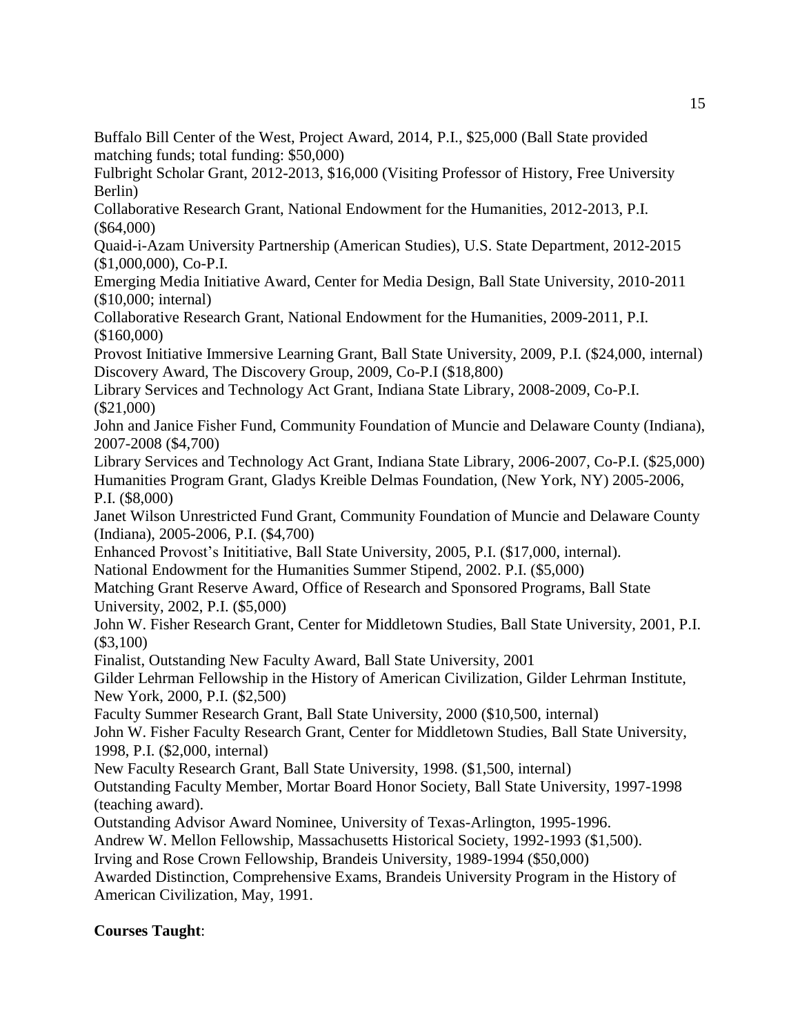Buffalo Bill Center of the West, Project Award, 2014, P.I., $25,000 (Ball State provided matching funds; total funding: $50,000)

Fulbright Scholar Grant, 2012-2013, $16,000 (Visiting Professor of History, Free University Berlin)

Collaborative Research Grant, National Endowment for the Humanities, 2012-2013, P.I. ($64,000)

Quaid-i-Azam University Partnership (American Studies), U.S. State Department, 2012-2015 ($1,000,000), Co-P.I.

Emerging Media Initiative Award, Center for Media Design, Ball State University, 2010-2011 ($10,000; internal)

Collaborative Research Grant, National Endowment for the Humanities, 2009-2011, P.I. ($160,000)

Provost Initiative Immersive Learning Grant, Ball State University, 2009, P.I. ($24,000, internal)

Discovery Award, The Discovery Group, 2009, Co-P.I ($18,800)

Library Services and Technology Act Grant, Indiana State Library, 2008-2009, Co-P.I. ($21,000)

John and Janice Fisher Fund, Community Foundation of Muncie and Delaware County (Indiana), 2007-2008 ($4,700)

Library Services and Technology Act Grant, Indiana State Library, 2006-2007, Co-P.I. ($25,000)

Humanities Program Grant, Gladys Kreible Delmas Foundation, (New York, NY) 2005-2006, P.I. ($8,000)

Janet Wilson Unrestricted Fund Grant, Community Foundation of Muncie and Delaware County (Indiana), 2005-2006, P.I. ($4,700)

Enhanced Provost's Inititiative, Ball State University, 2005, P.I. ($17,000, internal).

National Endowment for the Humanities Summer Stipend, 2002. P.I. ($5,000)

Matching Grant Reserve Award, Office of Research and Sponsored Programs, Ball State University, 2002, P.I. ($5,000)

John W. Fisher Research Grant, Center for Middletown Studies, Ball State University, 2001, P.I. ($3,100)

Finalist, Outstanding New Faculty Award, Ball State University, 2001

Gilder Lehrman Fellowship in the History of American Civilization, Gilder Lehrman Institute, New York, 2000, P.I. ($2,500)

Faculty Summer Research Grant, Ball State University, 2000 ($10,500, internal)

John W. Fisher Faculty Research Grant, Center for Middletown Studies, Ball State University, 1998, P.I. ($2,000, internal)

New Faculty Research Grant, Ball State University, 1998. ($1,500, internal)

Outstanding Faculty Member, Mortar Board Honor Society, Ball State University, 1997-1998 (teaching award).

Outstanding Advisor Award Nominee, University of Texas-Arlington, 1995-1996.

Andrew W. Mellon Fellowship, Massachusetts Historical Society, 1992-1993 ($1,500).

Irving and Rose Crown Fellowship, Brandeis University, 1989-1994 ($50,000)

Awarded Distinction, Comprehensive Exams, Brandeis University Program in the History of American Civilization, May, 1991.

**Courses Taught**: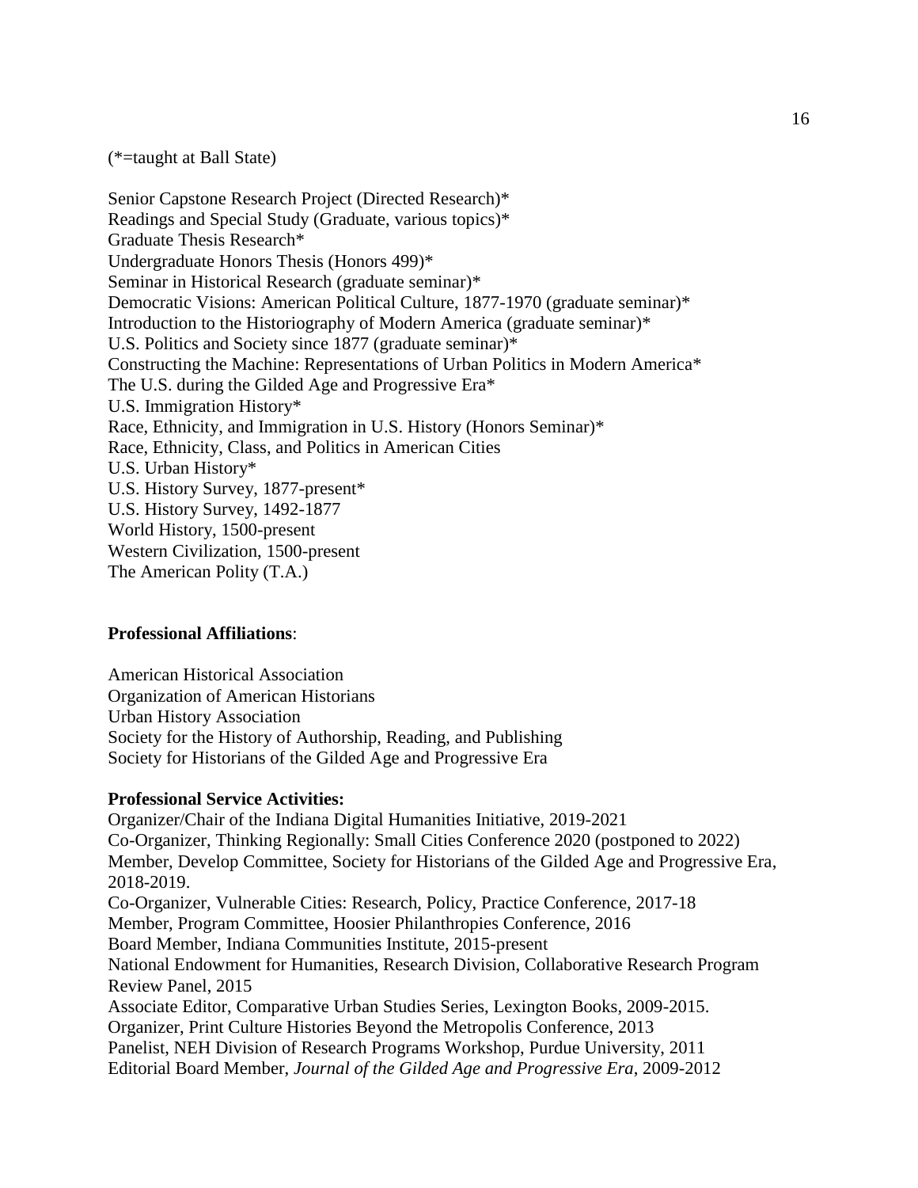(*=taught at Ball State)

Senior Capstone Research Project (Directed Research)*
Readings and Special Study (Graduate, various topics)*
Graduate Thesis Research*
Undergraduate Honors Thesis (Honors 499)*
Seminar in Historical Research (graduate seminar)*
Democratic Visions: American Political Culture, 1877-1970 (graduate seminar)*
Introduction to the Historiography of Modern America (graduate seminar)*
U.S. Politics and Society since 1877 (graduate seminar)*
Constructing the Machine: Representations of Urban Politics in Modern America*
The U.S. during the Gilded Age and Progressive Era*
U.S. Immigration History*
Race, Ethnicity, and Immigration in U.S. History (Honors Seminar)*
Race, Ethnicity, Class, and Politics in American Cities
U.S. Urban History*
U.S. History Survey, 1877-present*
U.S. History Survey, 1492-1877
World History, 1500-present
Western Civilization, 1500-present
The American Polity (T.A.)

**Professional Affiliations**:

American Historical Association
Organization of American Historians
Urban History Association
Society for the History of Authorship, Reading, and Publishing
Society for Historians of the Gilded Age and Progressive Era

**Professional Service Activities:**

Organizer/Chair of the Indiana Digital Humanities Initiative, 2019-2021
Co-Organizer, Thinking Regionally: Small Cities Conference 2020 (postponed to 2022)
Member, Develop Committee, Society for Historians of the Gilded Age and Progressive Era, 2018-2019.
Co-Organizer, Vulnerable Cities: Research, Policy, Practice Conference, 2017-18
Member, Program Committee, Hoosier Philanthropies Conference, 2016
Board Member, Indiana Communities Institute, 2015-present
National Endowment for Humanities, Research Division, Collaborative Research Program Review Panel, 2015
Associate Editor, Comparative Urban Studies Series, Lexington Books, 2009-2015.
Organizer, Print Culture Histories Beyond the Metropolis Conference, 2013
Panelist, NEH Division of Research Programs Workshop, Purdue University, 2011
Editorial Board Member, *Journal of the Gilded Age and Progressive Era*, 2009-2012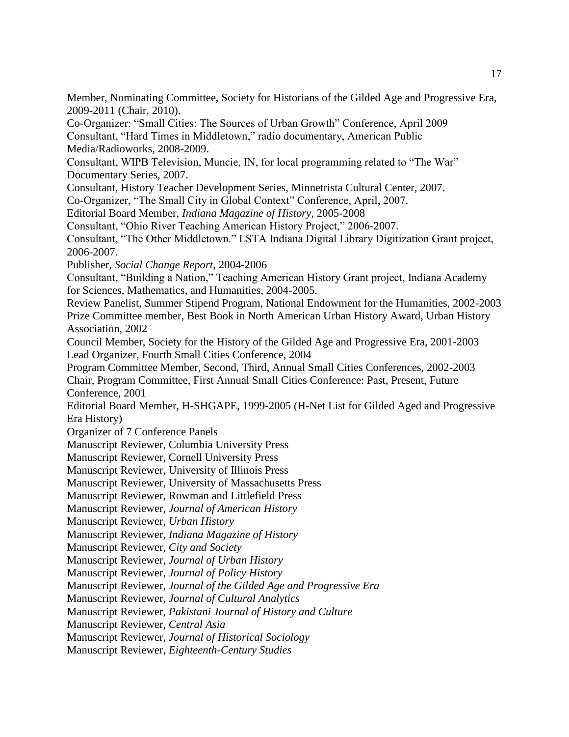Member, Nominating Committee, Society for Historians of the Gilded Age and Progressive Era, 2009-2011 (Chair, 2010).

Co-Organizer: "Small Cities: The Sources of Urban Growth" Conference, April 2009

Consultant, "Hard Times in Middletown," radio documentary, American Public Media/Radioworks, 2008-2009.

Consultant, WIPB Television, Muncie, IN, for local programming related to "The War" Documentary Series, 2007.

Consultant, History Teacher Development Series, Minnetrista Cultural Center, 2007.

Co-Organizer, "The Small City in Global Context" Conference, April, 2007.

Editorial Board Member, *Indiana Magazine of History*, 2005-2008

Consultant, "Ohio River Teaching American History Project," 2006-2007.

Consultant, "The Other Middletown." LSTA Indiana Digital Library Digitization Grant project, 2006-2007.

Publisher, *Social Change Report*, 2004-2006

Consultant, "Building a Nation," Teaching American History Grant project, Indiana Academy for Sciences, Mathematics, and Humanities, 2004-2005.

Review Panelist, Summer Stipend Program, National Endowment for the Humanities, 2002-2003

Prize Committee member, Best Book in North American Urban History Award, Urban History Association, 2002

Council Member, Society for the History of the Gilded Age and Progressive Era, 2001-2003

Lead Organizer, Fourth Small Cities Conference, 2004

Program Committee Member, Second, Third, Annual Small Cities Conferences, 2002-2003

Chair, Program Committee, First Annual Small Cities Conference: Past, Present, Future Conference, 2001

Editorial Board Member, H-SHGAPE, 1999-2005 (H-Net List for Gilded Aged and Progressive Era History)

Organizer of 7 Conference Panels

Manuscript Reviewer, Columbia University Press

Manuscript Reviewer, Cornell University Press

Manuscript Reviewer, University of Illinois Press

Manuscript Reviewer, University of Massachusetts Press

Manuscript Reviewer, Rowman and Littlefield Press

Manuscript Reviewer, *Journal of American History*

Manuscript Reviewer, *Urban History*

Manuscript Reviewer, *Indiana Magazine of History*

Manuscript Reviewer, *City and Society*

Manuscript Reviewer, *Journal of Urban History*

Manuscript Reviewer, *Journal of Policy History*

Manuscript Reviewer, *Journal of the Gilded Age and Progressive Era*

Manuscript Reviewer, *Journal of Cultural Analytics*

Manuscript Reviewer, *Pakistani Journal of History and Culture*

Manuscript Reviewer, *Central Asia*

Manuscript Reviewer, *Journal of Historical Sociology*

Manuscript Reviewer, *Eighteenth-Century Studies*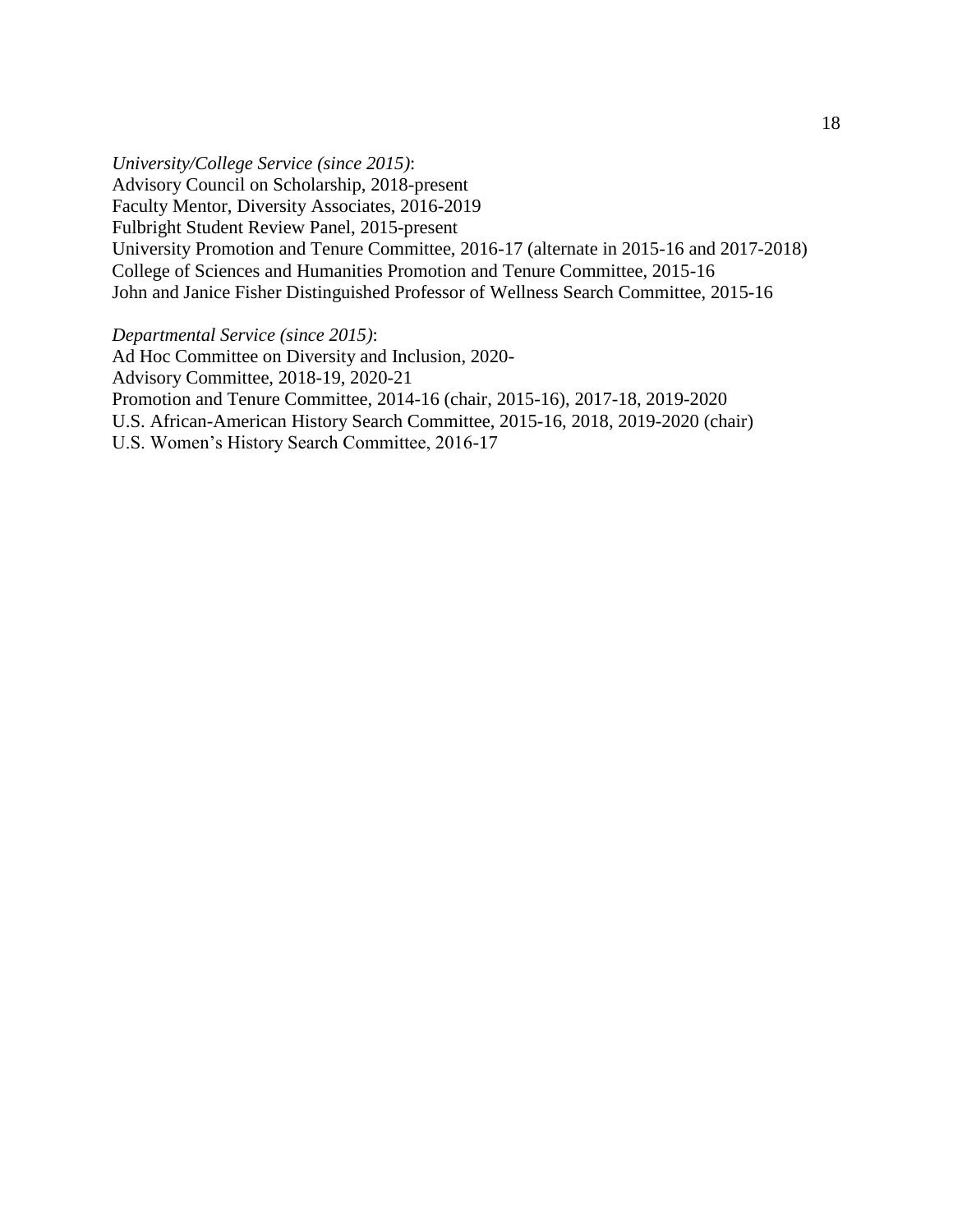*University/College Service (since 2015)*:
Advisory Council on Scholarship, 2018-present
Faculty Mentor, Diversity Associates, 2016-2019
Fulbright Student Review Panel, 2015-present
University Promotion and Tenure Committee, 2016-17 (alternate in 2015-16 and 2017-2018)
College of Sciences and Humanities Promotion and Tenure Committee, 2015-16
John and Janice Fisher Distinguished Professor of Wellness Search Committee, 2015-16

*Departmental Service (since 2015)*:
Ad Hoc Committee on Diversity and Inclusion, 2020-
Advisory Committee, 2018-19, 2020-21
Promotion and Tenure Committee, 2014-16 (chair, 2015-16), 2017-18, 2019-2020
U.S. African-American History Search Committee, 2015-16, 2018, 2019-2020 (chair)
U.S. Women's History Search Committee, 2016-17